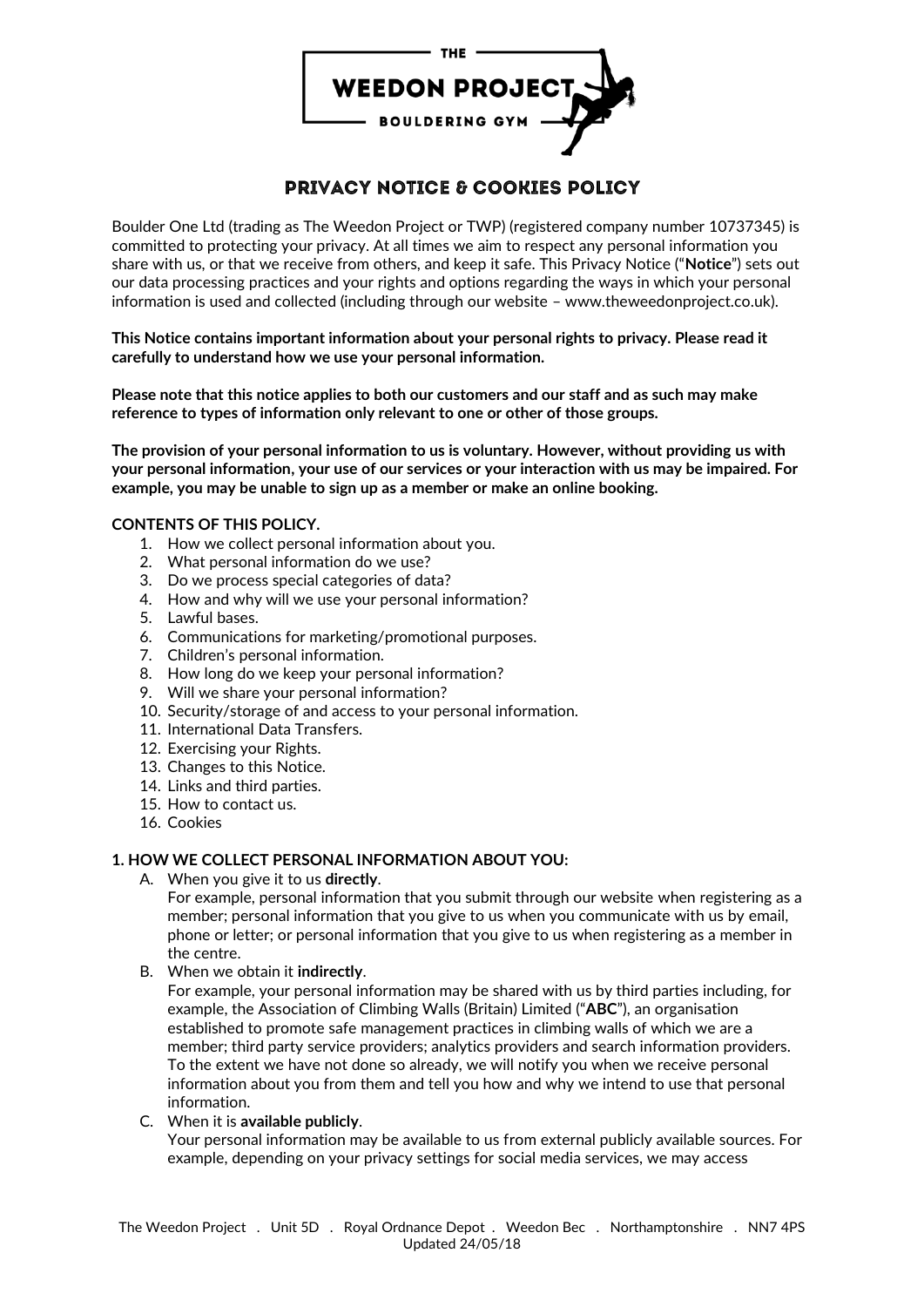# PRIVACY NOTICE & COOKIES POLICY

Boulder One Ltd (trading as The Weedon Project or TWP) (registered company number 10737345) is committed to protecting your privacy. At all times we aim to respect any personal information you share with us, or that we receive from others, and keep it safe. This Privacy Notice ("**Notice**") sets out our data processing practices and your rights and options regarding the ways in which your personal information is used and collected (including through our website – www.theweedonproject.co.uk).

**This Notice contains important information about your personal rights to privacy. Please read it carefully to understand how we use your personal information.**

**Please note that this notice applies to both our customers and our staff and as such may make reference to types of information only relevant to one or other of those groups.**

**The provision of your personal information to us is voluntary. However, without providing us with your personal information, your use of our services or your interaction with us may be impaired. For example, you may be unable to sign up as a member or make an online booking.**

**CONTENTS OF THIS POLICY.**

1. How we collect personal information about you.
2. What personal information do we use?
3. Do we process special categories of data?
4. How and why will we use your personal information?
5. Lawful bases.
6. Communications for marketing/promotional purposes.
7. Children's personal information.
8. How long do we keep your personal information?
9. Will we share your personal information?
10. Security/storage of and access to your personal information.
11. International Data Transfers.
12. Exercising your Rights.
13. Changes to this Notice.
14. Links and third parties.
15. How to contact us.
16. Cookies

**1. HOW WE COLLECT PERSONAL INFORMATION ABOUT YOU:**

A. When you give it to us **directly**.
   For example, personal information that you submit through our website when registering as a member; personal information that you give to us when you communicate with us by email, phone or letter; or personal information that you give to us when registering as a member in the centre.

B. When we obtain it **indirectly**.
   For example, your personal information may be shared with us by third parties including, for example, the Association of Climbing Walls (Britain) Limited ("**ABC**"), an organisation established to promote safe management practices in climbing walls of which we are a member; third party service providers; analytics providers and search information providers. To the extent we have not done so already, we will notify you when we receive personal information about you from them and tell you how and why we intend to use that personal information.

C. When it is **available publicly**.
   Your personal information may be available to us from external publicly available sources. For example, depending on your privacy settings for social media services, we may access

The Weedon Project . Unit 5D . Royal Ordnance Depot . Weedon Bec . Northamptonshire . NN7 4PS
Updated 24/05/18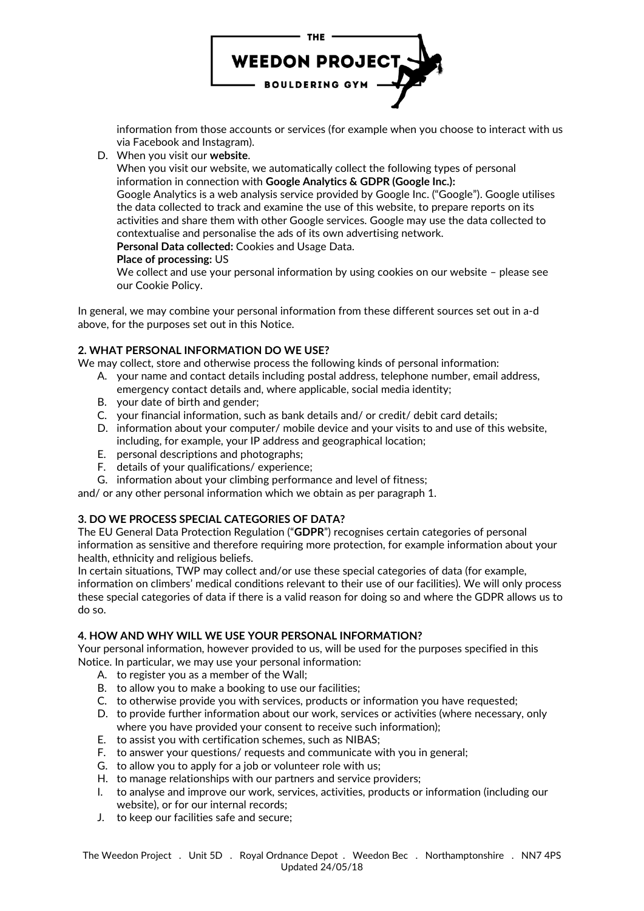information from those accounts or services (for example when you choose to interact with us via Facebook and Instagram).

D. When you visit our **website**.

   When you visit our website, we automatically collect the following types of personal information in connection with **Google Analytics & GDPR (Google Inc.):**

   Google Analytics is a web analysis service provided by Google Inc. ("Google"). Google utilises the data collected to track and examine the use of this website, to prepare reports on its activities and share them with other Google services. Google may use the data collected to contextualise and personalise the ads of its own advertising network.

   **Personal Data collected:** Cookies and Usage Data.

   **Place of processing:** US

   We collect and use your personal information by using cookies on our website – please see our Cookie Policy.

In general, we may combine your personal information from these different sources set out in a-d above, for the purposes set out in this Notice.

**2. WHAT PERSONAL INFORMATION DO WE USE?**

We may collect, store and otherwise process the following kinds of personal information:

A. your name and contact details including postal address, telephone number, email address, emergency contact details and, where applicable, social media identity;
B. your date of birth and gender;
C. your financial information, such as bank details and/ or credit/ debit card details;
D. information about your computer/ mobile device and your visits to and use of this website, including, for example, your IP address and geographical location;
E. personal descriptions and photographs;
F. details of your qualifications/ experience;
G. information about your climbing performance and level of fitness;

and/ or any other personal information which we obtain as per paragraph 1.

**3. DO WE PROCESS SPECIAL CATEGORIES OF DATA?**

The EU General Data Protection Regulation ("**GDPR**") recognises certain categories of personal information as sensitive and therefore requiring more protection, for example information about your health, ethnicity and religious beliefs.

In certain situations, TWP may collect and/or use these special categories of data (for example, information on climbers' medical conditions relevant to their use of our facilities). We will only process these special categories of data if there is a valid reason for doing so and where the GDPR allows us to do so.

**4. HOW AND WHY WILL WE USE YOUR PERSONAL INFORMATION?**

Your personal information, however provided to us, will be used for the purposes specified in this Notice. In particular, we may use your personal information:

A. to register you as a member of the Wall;
B. to allow you to make a booking to use our facilities;
C. to otherwise provide you with services, products or information you have requested;
D. to provide further information about our work, services or activities (where necessary, only where you have provided your consent to receive such information);
E. to assist you with certification schemes, such as NIBAS;
F. to answer your questions/ requests and communicate with you in general;
G. to allow you to apply for a job or volunteer role with us;
H. to manage relationships with our partners and service providers;
I. to analyse and improve our work, services, activities, products or information (including our website), or for our internal records;
J. to keep our facilities safe and secure;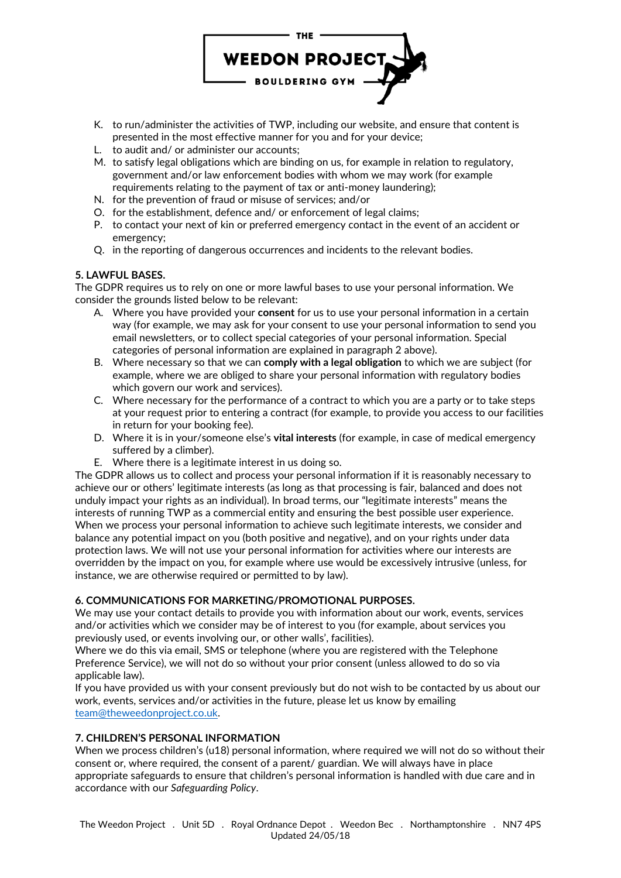K. to run/administer the activities of TWP, including our website, and ensure that content is presented in the most effective manner for you and for your device;
L. to audit and/ or administer our accounts;
M. to satisfy legal obligations which are binding on us, for example in relation to regulatory, government and/or law enforcement bodies with whom we may work (for example requirements relating to the payment of tax or anti-money laundering);
N. for the prevention of fraud or misuse of services; and/or
O. for the establishment, defence and/ or enforcement of legal claims;
P. to contact your next of kin or preferred emergency contact in the event of an accident or emergency;
Q. in the reporting of dangerous occurrences and incidents to the relevant bodies.

**5. LAWFUL BASES.**

The GDPR requires us to rely on one or more lawful bases to use your personal information. We consider the grounds listed below to be relevant:

A. Where you have provided your **consent** for us to use your personal information in a certain way (for example, we may ask for your consent to use your personal information to send you email newsletters, or to collect special categories of your personal information. Special categories of personal information are explained in paragraph 2 above).
B. Where necessary so that we can **comply with a legal obligation** to which we are subject (for example, where we are obliged to share your personal information with regulatory bodies which govern our work and services).
C. Where necessary for the performance of a contract to which you are a party or to take steps at your request prior to entering a contract (for example, to provide you access to our facilities in return for your booking fee).
D. Where it is in your/someone else's **vital interests** (for example, in case of medical emergency suffered by a climber).
E. Where there is a legitimate interest in us doing so.

The GDPR allows us to collect and process your personal information if it is reasonably necessary to achieve our or others' legitimate interests (as long as that processing is fair, balanced and does not unduly impact your rights as an individual). In broad terms, our "legitimate interests" means the interests of running TWP as a commercial entity and ensuring the best possible user experience. When we process your personal information to achieve such legitimate interests, we consider and balance any potential impact on you (both positive and negative), and on your rights under data protection laws. We will not use your personal information for activities where our interests are overridden by the impact on you, for example where use would be excessively intrusive (unless, for instance, we are otherwise required or permitted to by law).

**6. COMMUNICATIONS FOR MARKETING/PROMOTIONAL PURPOSES.**

We may use your contact details to provide you with information about our work, events, services and/or activities which we consider may be of interest to you (for example, about services you previously used, or events involving our, or other walls', facilities).

Where we do this via email, SMS or telephone (where you are registered with the Telephone Preference Service), we will not do so without your prior consent (unless allowed to do so via applicable law).

If you have provided us with your consent previously but do not wish to be contacted by us about our work, events, services and/or activities in the future, please let us know by emailing team@theweedonproject.co.uk.

**7. CHILDREN'S PERSONAL INFORMATION**

When we process children's (u18) personal information, where required we will not do so without their consent or, where required, the consent of a parent/ guardian. We will always have in place appropriate safeguards to ensure that children's personal information is handled with due care and in accordance with our *Safeguarding Policy*.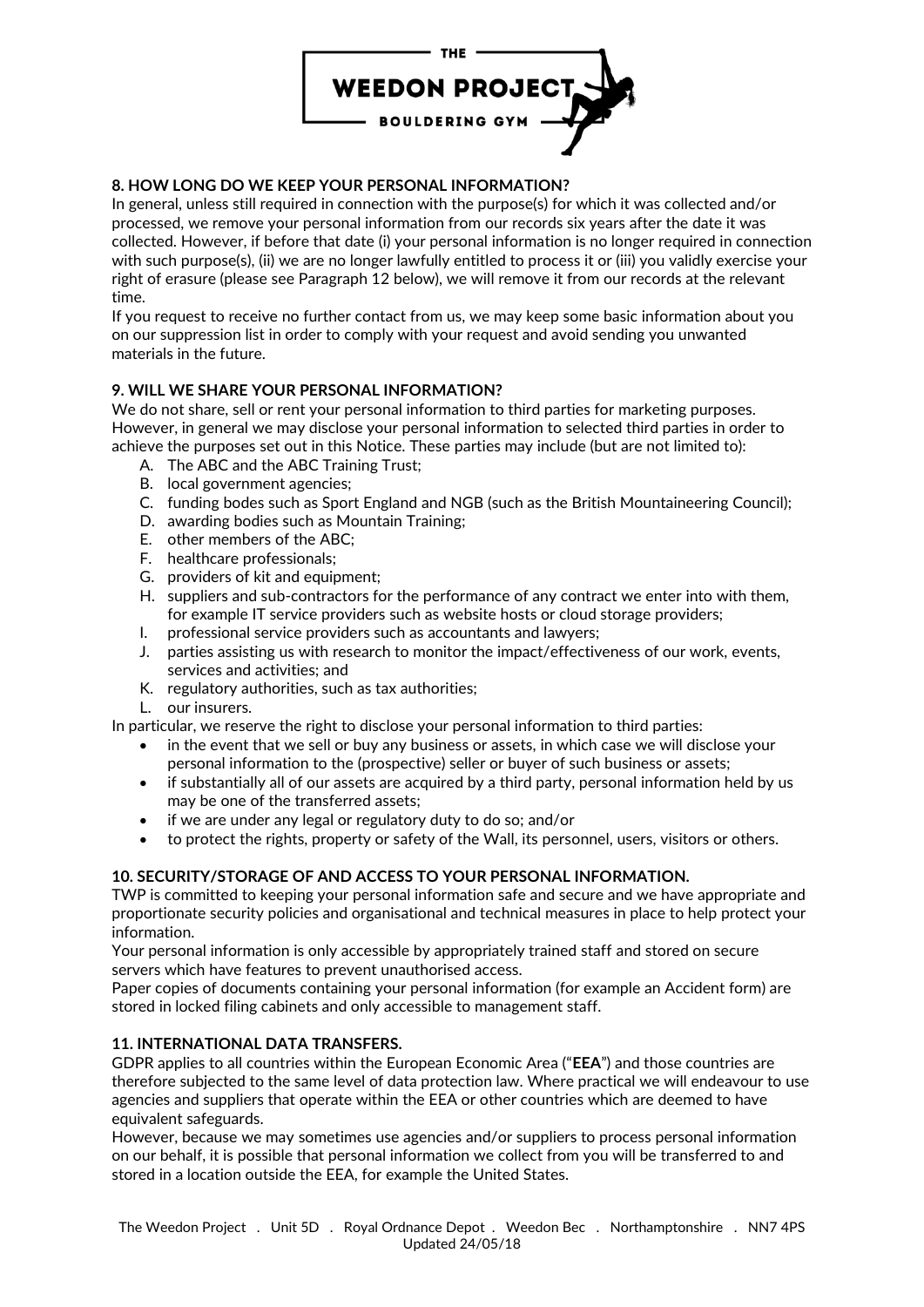**8. HOW LONG DO WE KEEP YOUR PERSONAL INFORMATION?**

In general, unless still required in connection with the purpose(s) for which it was collected and/or processed, we remove your personal information from our records six years after the date it was collected. However, if before that date (i) your personal information is no longer required in connection with such purpose(s), (ii) we are no longer lawfully entitled to process it or (iii) you validly exercise your right of erasure (please see Paragraph 12 below), we will remove it from our records at the relevant time.

If you request to receive no further contact from us, we may keep some basic information about you on our suppression list in order to comply with your request and avoid sending you unwanted materials in the future.

**9. WILL WE SHARE YOUR PERSONAL INFORMATION?**

We do not share, sell or rent your personal information to third parties for marketing purposes. However, in general we may disclose your personal information to selected third parties in order to achieve the purposes set out in this Notice. These parties may include (but are not limited to):

A. The ABC and the ABC Training Trust;
B. local government agencies;
C. funding bodes such as Sport England and NGB (such as the British Mountaineering Council);
D. awarding bodies such as Mountain Training;
E. other members of the ABC;
F. healthcare professionals;
G. providers of kit and equipment;
H. suppliers and sub-contractors for the performance of any contract we enter into with them, for example IT service providers such as website hosts or cloud storage providers;
I. professional service providers such as accountants and lawyers;
J. parties assisting us with research to monitor the impact/effectiveness of our work, events, services and activities; and
K. regulatory authorities, such as tax authorities;
L. our insurers.

In particular, we reserve the right to disclose your personal information to third parties:

- in the event that we sell or buy any business or assets, in which case we will disclose your personal information to the (prospective) seller or buyer of such business or assets;
- if substantially all of our assets are acquired by a third party, personal information held by us may be one of the transferred assets;
- if we are under any legal or regulatory duty to do so; and/or
- to protect the rights, property or safety of the Wall, its personnel, users, visitors or others.

**10. SECURITY/STORAGE OF AND ACCESS TO YOUR PERSONAL INFORMATION.**

TWP is committed to keeping your personal information safe and secure and we have appropriate and proportionate security policies and organisational and technical measures in place to help protect your information.

Your personal information is only accessible by appropriately trained staff and stored on secure servers which have features to prevent unauthorised access.

Paper copies of documents containing your personal information (for example an Accident form) are stored in locked filing cabinets and only accessible to management staff.

**11. INTERNATIONAL DATA TRANSFERS.**

GDPR applies to all countries within the European Economic Area ("**EEA**") and those countries are therefore subjected to the same level of data protection law. Where practical we will endeavour to use agencies and suppliers that operate within the EEA or other countries which are deemed to have equivalent safeguards.

However, because we may sometimes use agencies and/or suppliers to process personal information on our behalf, it is possible that personal information we collect from you will be transferred to and stored in a location outside the EEA, for example the United States.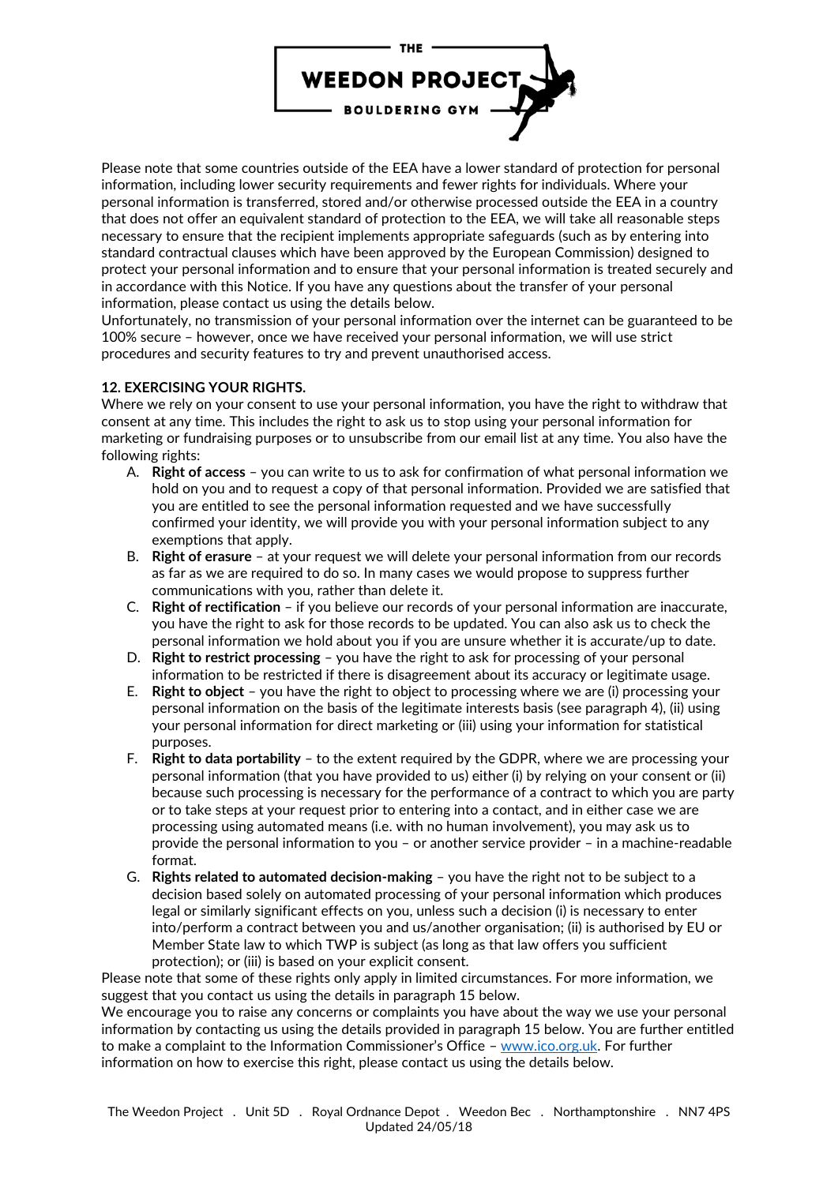Please note that some countries outside of the EEA have a lower standard of protection for personal information, including lower security requirements and fewer rights for individuals. Where your personal information is transferred, stored and/or otherwise processed outside the EEA in a country that does not offer an equivalent standard of protection to the EEA, we will take all reasonable steps necessary to ensure that the recipient implements appropriate safeguards (such as by entering into standard contractual clauses which have been approved by the European Commission) designed to protect your personal information and to ensure that your personal information is treated securely and in accordance with this Notice. If you have any questions about the transfer of your personal information, please contact us using the details below.

Unfortunately, no transmission of your personal information over the internet can be guaranteed to be 100% secure – however, once we have received your personal information, we will use strict procedures and security features to try and prevent unauthorised access.

**12. EXERCISING YOUR RIGHTS.**

Where we rely on your consent to use your personal information, you have the right to withdraw that consent at any time. This includes the right to ask us to stop using your personal information for marketing or fundraising purposes or to unsubscribe from our email list at any time. You also have the following rights:

A. **Right of access** – you can write to us to ask for confirmation of what personal information we hold on you and to request a copy of that personal information. Provided we are satisfied that you are entitled to see the personal information requested and we have successfully confirmed your identity, we will provide you with your personal information subject to any exemptions that apply.
B. **Right of erasure** – at your request we will delete your personal information from our records as far as we are required to do so. In many cases we would propose to suppress further communications with you, rather than delete it.
C. **Right of rectification** – if you believe our records of your personal information are inaccurate, you have the right to ask for those records to be updated. You can also ask us to check the personal information we hold about you if you are unsure whether it is accurate/up to date.
D. **Right to restrict processing** – you have the right to ask for processing of your personal information to be restricted if there is disagreement about its accuracy or legitimate usage.
E. **Right to object** – you have the right to object to processing where we are (i) processing your personal information on the basis of the legitimate interests basis (see paragraph 4), (ii) using your personal information for direct marketing or (iii) using your information for statistical purposes.
F. **Right to data portability** – to the extent required by the GDPR, where we are processing your personal information (that you have provided to us) either (i) by relying on your consent or (ii) because such processing is necessary for the performance of a contract to which you are party or to take steps at your request prior to entering into a contact, and in either case we are processing using automated means (i.e. with no human involvement), you may ask us to provide the personal information to you – or another service provider – in a machine-readable format.
G. **Rights related to automated decision-making** – you have the right not to be subject to a decision based solely on automated processing of your personal information which produces legal or similarly significant effects on you, unless such a decision (i) is necessary to enter into/perform a contract between you and us/another organisation; (ii) is authorised by EU or Member State law to which TWP is subject (as long as that law offers you sufficient protection); or (iii) is based on your explicit consent.

Please note that some of these rights only apply in limited circumstances. For more information, we suggest that you contact us using the details in paragraph 15 below.

We encourage you to raise any concerns or complaints you have about the way we use your personal information by contacting us using the details provided in paragraph 15 below. You are further entitled to make a complaint to the Information Commissioner's Office – [www.ico.org.uk](http://www.ico.org.uk). For further information on how to exercise this right, please contact us using the details below.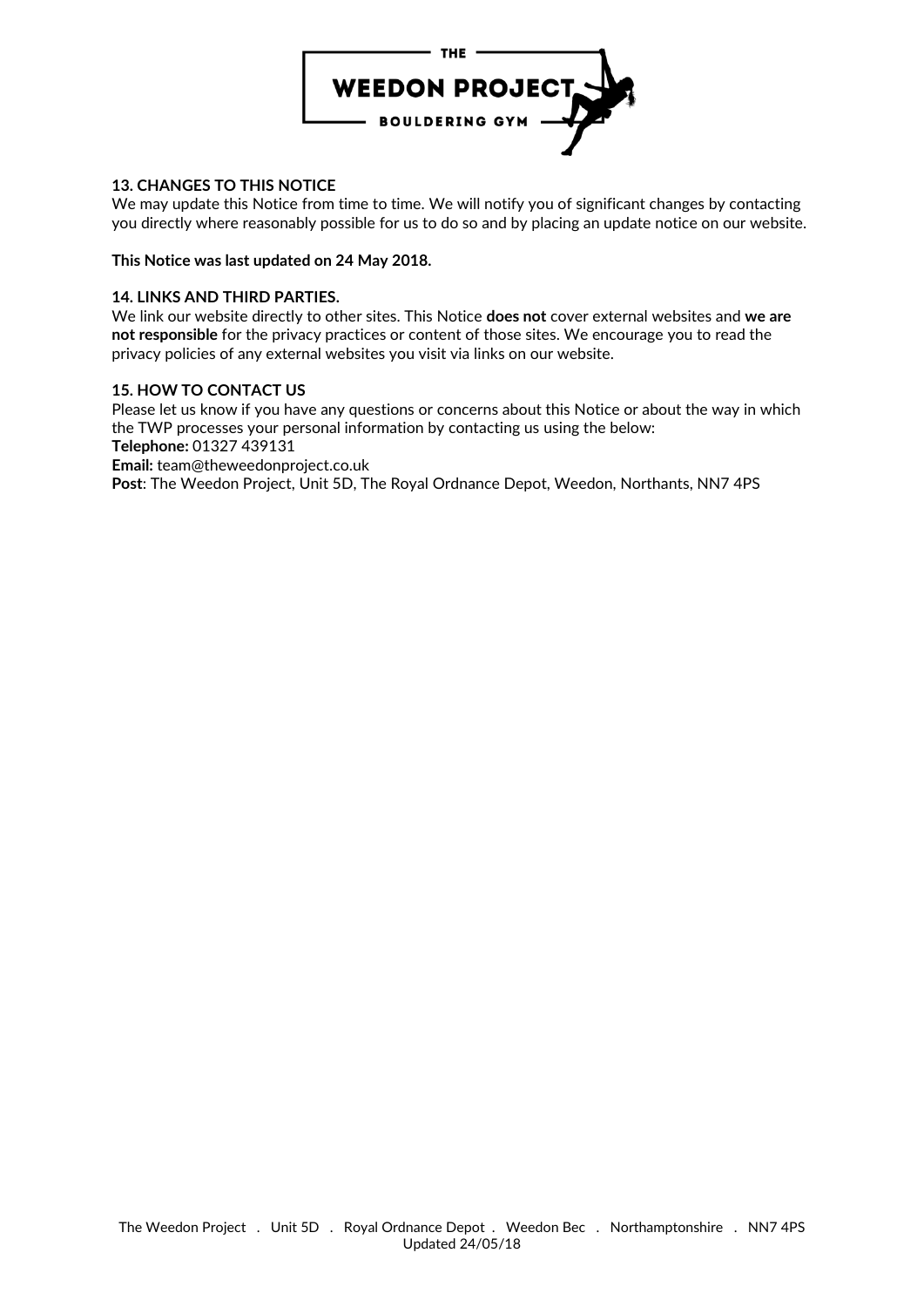## 13. CHANGES TO THIS NOTICE

We may update this Notice from time to time. We will notify you of significant changes by contacting you directly where reasonably possible for us to do so and by placing an update notice on our website.

**This Notice was last updated on 24 May 2018.**

## 14. LINKS AND THIRD PARTIES.

We link our website directly to other sites. This Notice **does not** cover external websites and **we are not responsible** for the privacy practices or content of those sites. We encourage you to read the privacy policies of any external websites you visit via links on our website.

## 15. HOW TO CONTACT US

Please let us know if you have any questions or concerns about this Notice or about the way in which the TWP processes your personal information by contacting us using the below:

**Telephone:** 01327 439131

**Email:** team@theweedonproject.co.uk

**Post**: The Weedon Project, Unit 5D, The Royal Ordnance Depot, Weedon, Northants, NN7 4PS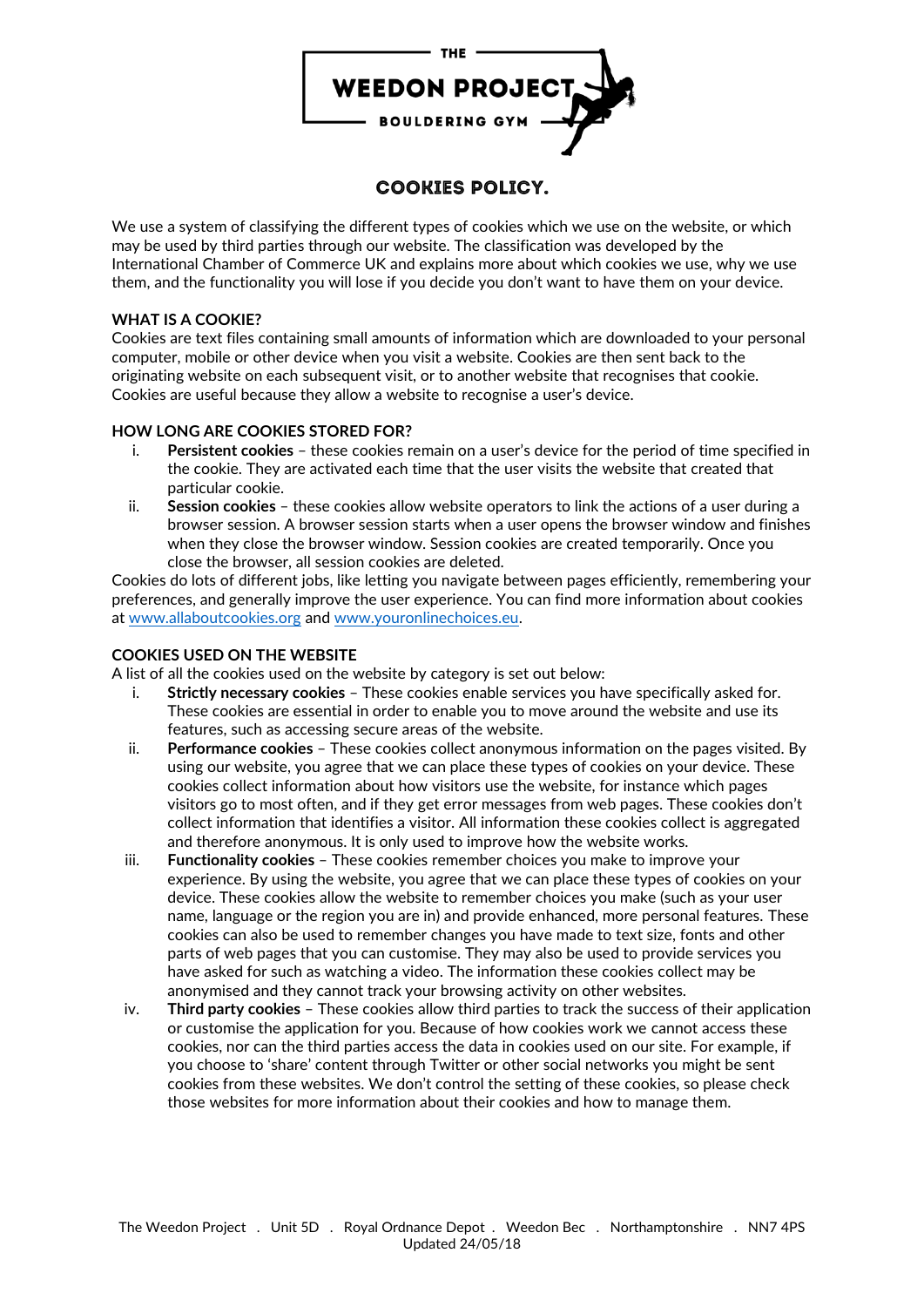THE WEEDON PROJECT BOULDERING GYM

# COOKIES POLICY.

We use a system of classifying the different types of cookies which we use on the website, or which may be used by third parties through our website. The classification was developed by the International Chamber of Commerce UK and explains more about which cookies we use, why we use them, and the functionality you will lose if you decide you don't want to have them on your device.

**WHAT IS A COOKIE?**
Cookies are text files containing small amounts of information which are downloaded to your personal computer, mobile or other device when you visit a website. Cookies are then sent back to the originating website on each subsequent visit, or to another website that recognises that cookie. Cookies are useful because they allow a website to recognise a user's device.

**HOW LONG ARE COOKIES STORED FOR?**

i. **Persistent cookies** – these cookies remain on a user's device for the period of time specified in the cookie. They are activated each time that the user visits the website that created that particular cookie.
ii. **Session cookies** – these cookies allow website operators to link the actions of a user during a browser session. A browser session starts when a user opens the browser window and finishes when they close the browser window. Session cookies are created temporarily. Once you close the browser, all session cookies are deleted.

Cookies do lots of different jobs, like letting you navigate between pages efficiently, remembering your preferences, and generally improve the user experience. You can find more information about cookies at www.allaboutcookies.org and www.youronlinechoices.eu.

**COOKIES USED ON THE WEBSITE**
A list of all the cookies used on the website by category is set out below:

i. **Strictly necessary cookies** – These cookies enable services you have specifically asked for. These cookies are essential in order to enable you to move around the website and use its features, such as accessing secure areas of the website.
ii. **Performance cookies** – These cookies collect anonymous information on the pages visited. By using our website, you agree that we can place these types of cookies on your device. These cookies collect information about how visitors use the website, for instance which pages visitors go to most often, and if they get error messages from web pages. These cookies don't collect information that identifies a visitor. All information these cookies collect is aggregated and therefore anonymous. It is only used to improve how the website works.
iii. **Functionality cookies** – These cookies remember choices you make to improve your experience. By using the website, you agree that we can place these types of cookies on your device. These cookies allow the website to remember choices you make (such as your user name, language or the region you are in) and provide enhanced, more personal features. These cookies can also be used to remember changes you have made to text size, fonts and other parts of web pages that you can customise. They may also be used to provide services you have asked for such as watching a video. The information these cookies collect may be anonymised and they cannot track your browsing activity on other websites.
iv. **Third party cookies** – These cookies allow third parties to track the success of their application or customise the application for you. Because of how cookies work we cannot access these cookies, nor can the third parties access the data in cookies used on our site. For example, if you choose to 'share' content through Twitter or other social networks you might be sent cookies from these websites. We don't control the setting of these cookies, so please check those websites for more information about their cookies and how to manage them.

The Weedon Project . Unit 5D . Royal Ordnance Depot . Weedon Bec . Northamptonshire . NN7 4PS
Updated 24/05/18